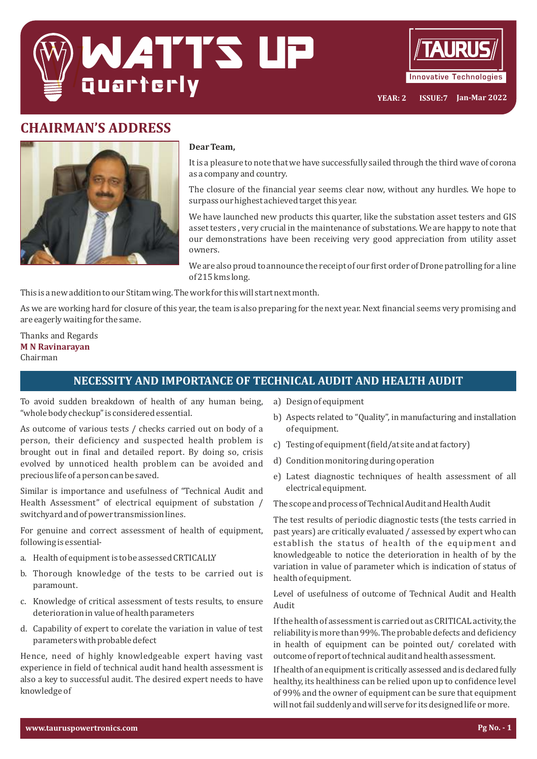# WATTS UP Quarterly

TAURUS Innovative Technologies

YEAR: 2 ISSUE:7 Jan-Mar 2022

## CHAIRMAN'S ADDRESS

**Dear Team,**

It is a pleasure to note that we have successfully sailed through the third wave of corona as a company and country.

The closure of the financial year seems clear now, without any hurdles. We hope to surpass our highest achieved target this year.

We have launched new products this quarter, like the substation asset testers and GIS asset testers , very crucial in the maintenance of substations. We are happy to note that our demonstrations have been receiving very good appreciation from utility asset owners.

We are also proud to announce the receipt of our first order of Drone patrolling for a line of 215 kms long.

This is a new addition to our Stitam wing. The work for this will start next month.

As we are working hard for closure of this year, the team is also preparing for the next year. Next financial seems very promising and are eagerly waiting for the same.

Thanks and Regards
**M N Ravinarayan**
Chairman

## NECESSITY AND IMPORTANCE OF TECHNICAL AUDIT AND HEALTH AUDIT

To avoid sudden breakdown of health of any human being, "whole body checkup" is considered essential.

As outcome of various tests / checks carried out on body of a person, their deficiency and suspected health problem is brought out in final and detailed report. By doing so, crisis evolved by unnoticed health problem can be avoided and precious life of a person can be saved.

Similar is importance and usefulness of "Technical Audit and Health Assessment" of electrical equipment of substation / switchyard and of power transmission lines.

For genuine and correct assessment of health of equipment, following is essential-

a. Health of equipment is to be assessed CRTICALLY
b. Thorough knowledge of the tests to be carried out is paramount.
c. Knowledge of critical assessment of tests results, to ensure deterioration in value of health parameters
d. Capability of expert to corelate the variation in value of test parameters with probable defect

Hence, need of highly knowledgeable expert having vast experience in field of technical audit hand health assessment is also a key to successful audit. The desired expert needs to have knowledge of

a) Design of equipment
b) Aspects related to "Quality", in manufacturing and installation of equipment.
c) Testing of equipment (field/at site and at factory)
d) Condition monitoring during operation
e) Latest diagnostic techniques of health assessment of all electrical equipment.

The scope and process of Technical Audit and Health Audit

The test results of periodic diagnostic tests (the tests carried in past years) are critically evaluated / assessed by expert who can establish the status of health of the equipment and knowledgeable to notice the deterioration in health of by the variation in value of parameter which is indication of status of health of equipment.

Level of usefulness of outcome of Technical Audit and Health Audit

If the health of assessment is carried out as CRITICAL activity, the reliability is more than 99%. The probable defects and deficiency in health of equipment can be pointed out/ corelated with outcome of report of technical audit and health assessment.

If health of an equipment is critically assessed and is declared fully healthy, its healthiness can be relied upon up to confidence level of 99% and the owner of equipment can be sure that equipment will not fail suddenly and will serve for its designed life or more.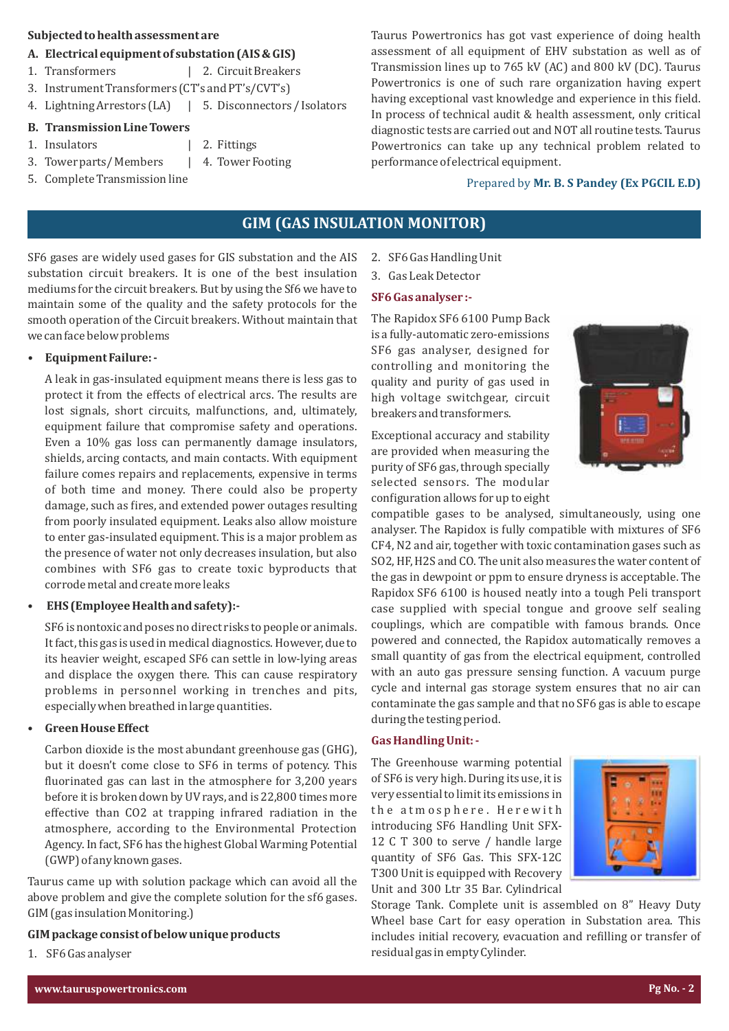**Subjected to health assessment are**

**A. Electrical equipment of substation (AIS & GIS)**

1. Transformers | 2. Circuit Breakers
3. Instrument Transformers (CT's and PT's/CVT's)
4. Lightning Arrestors (LA) | 5. Disconnectors / Isolators

**B. Transmission Line Towers**

1. Insulators | 2. Fittings
3. Tower parts / Members | 4. Tower Footing
5. Complete Transmission line

Taurus Powertronics has got vast experience of doing health assessment of all equipment of EHV substation as well as of Transmission lines up to 765 kV (AC) and 800 kV (DC). Taurus Powertronics is one of such rare organization having expert having exceptional vast knowledge and experience in this field. In process of technical audit & health assessment, only critical diagnostic tests are carried out and NOT all routine tests. Taurus Powertronics can take up any technical problem related to performance of electrical equipment.

Prepared by **Mr. B. S Pandey (Ex PGCIL E.D)**

## GIM (GAS INSULATION MONITOR)

SF6 gases are widely used gases for GIS substation and the AIS substation circuit breakers. It is one of the best insulation mediums for the circuit breakers. But by using the Sf6 we have to maintain some of the quality and the safety protocols for the smooth operation of the Circuit breakers. Without maintain that we can face below problems

- **Equipment Failure: -**

  A leak in gas-insulated equipment means there is less gas to protect it from the effects of electrical arcs. The results are lost signals, short circuits, malfunctions, and, ultimately, equipment failure that compromise safety and operations. Even a 10% gas loss can permanently damage insulators, shields, arcing contacts, and main contacts. With equipment failure comes repairs and replacements, expensive in terms of both time and money. There could also be property damage, such as fires, and extended power outages resulting from poorly insulated equipment. Leaks also allow moisture to enter gas-insulated equipment. This is a major problem as the presence of water not only decreases insulation, but also combines with SF6 gas to create toxic byproducts that corrode metal and create more leaks

- **EHS (Employee Health and safety):-**

  SF6 is nontoxic and poses no direct risks to people or animals. It fact, this gas is used in medical diagnostics. However, due to its heavier weight, escaped SF6 can settle in low-lying areas and displace the oxygen there. This can cause respiratory problems in personnel working in trenches and pits, especially when breathed in large quantities.

- **Green House Effect**

  Carbon dioxide is the most abundant greenhouse gas (GHG), but it doesn't come close to SF6 in terms of potency. This fluorinated gas can last in the atmosphere for 3,200 years before it is broken down by UV rays, and is 22,800 times more effective than CO2 at trapping infrared radiation in the atmosphere, according to the Environmental Protection Agency. In fact, SF6 has the highest Global Warming Potential (GWP) of any known gases.

Taurus came up with solution package which can avoid all the above problem and give the complete solution for the sf6 gases. GIM (gas insulation Monitoring.)

**GIM package consist of below unique products**

1. SF6 Gas analyser
2. SF6 Gas Handling Unit
3. Gas Leak Detector

**SF6 Gas analyser :-**

The Rapidox SF6 6100 Pump Back is a fully-automatic zero-emissions SF6 gas analyser, designed for controlling and monitoring the quality and purity of gas used in high voltage switchgear, circuit breakers and transformers.

Exceptional accuracy and stability are provided when measuring the purity of SF6 gas, through specially selected sensors. The modular configuration allows for up to eight compatible gases to be analysed, simultaneously, using one analyser. The Rapidox is fully compatible with mixtures of SF6 CF4, N2 and air, together with toxic contamination gases such as SO2, HF, H2S and CO. The unit also measures the water content of the gas in dewpoint or ppm to ensure dryness is acceptable. The Rapidox SF6 6100 is housed neatly into a tough Peli transport case supplied with special tongue and groove self sealing couplings, which are compatible with famous brands. Once powered and connected, the Rapidox automatically removes a small quantity of gas from the electrical equipment, controlled with an auto gas pressure sensing function. A vacuum purge cycle and internal gas storage system ensures that no air can contaminate the gas sample and that no SF6 gas is able to escape during the testing period.

**Gas Handling Unit: -**

The Greenhouse warming potential of SF6 is very high. During its use, it is very essential to limit its emissions in the atmosphere. Herewith introducing SF6 Handling Unit SFX-12 C T 300 to serve / handle large quantity of SF6 Gas. This SFX-12C T300 Unit is equipped with Recovery Unit and 300 Ltr 35 Bar. Cylindrical Storage Tank. Complete unit is assembled on 8" Heavy Duty Wheel base Cart for easy operation in Substation area. This includes initial recovery, evacuation and refilling or transfer of residual gas in empty Cylinder.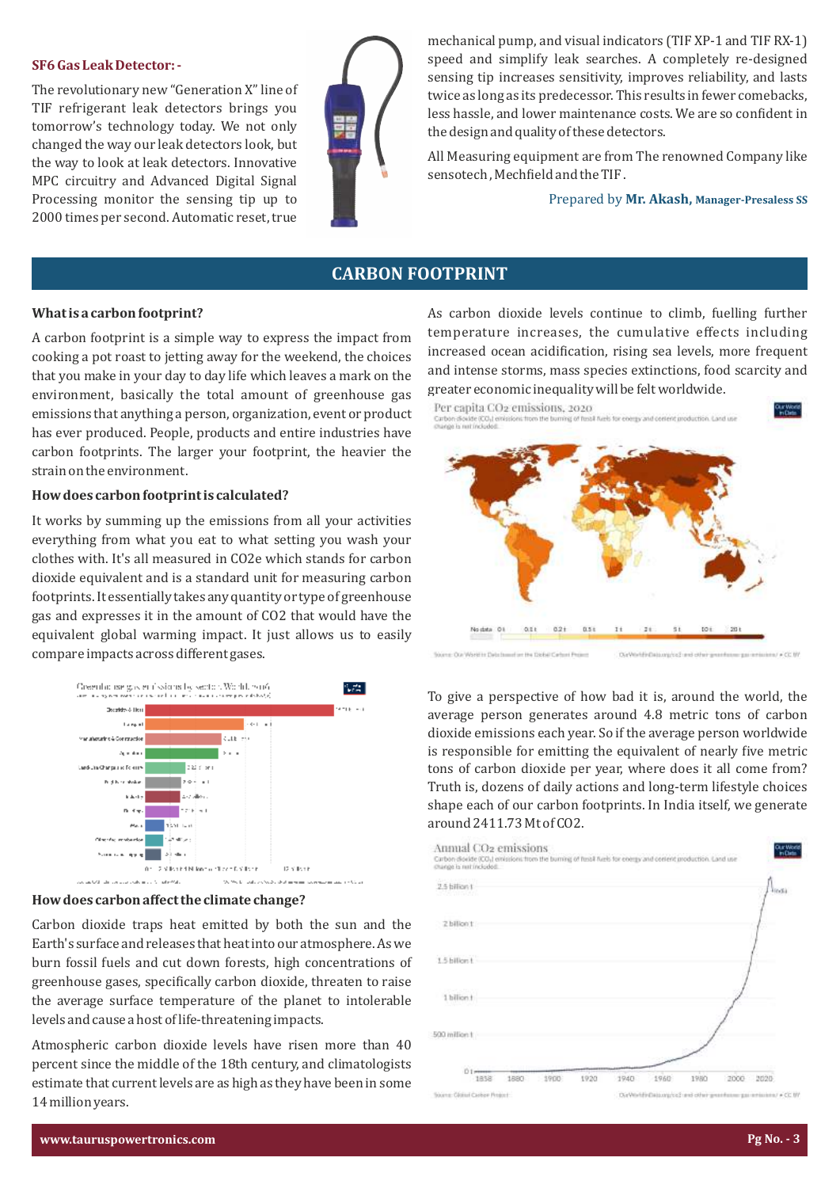**SF6 Gas Leak Detector: -**

The revolutionary new "Generation X" line of TIF refrigerant leak detectors brings you tomorrow's technology today. We not only changed the way our leak detectors look, but the way to look at leak detectors. Innovative MPC circuitry and Advanced Digital Signal Processing monitor the sensing tip up to 2000 times per second. Automatic reset, true mechanical pump, and visual indicators (TIF XP-1 and TIF RX-1) speed and simplify leak searches. A completely re-designed sensing tip increases sensitivity, improves reliability, and lasts twice as long as its predecessor. This results in fewer comebacks, less hassle, and lower maintenance costs. We are so confident in the design and quality of these detectors.

All Measuring equipment are from The renowned Company like sensotech , Mechfield and the TIF .

Prepared by **Mr. Akash, Manager-Presaless SS**

## CARBON FOOTPRINT

**What is a carbon footprint?**

A carbon footprint is a simple way to express the impact from cooking a pot roast to jetting away for the weekend, the choices that you make in your day to day life which leaves a mark on the environment, basically the total amount of greenhouse gas emissions that anything a person, organization, event or product has ever produced. People, products and entire industries have carbon footprints. The larger your footprint, the heavier the strain on the environment.

**How does carbon footprint is calculated?**

It works by summing up the emissions from all your activities everything from what you eat to what setting you wash your clothes with. It's all measured in CO2e which stands for carbon dioxide equivalent and is a standard unit for measuring carbon footprints. It essentially takes any quantity or type of greenhouse gas and expresses it in the amount of CO2 that would have the equivalent global warming impact. It just allows us to easily compare impacts across different gases.

**How does carbon affect the climate change?**

Carbon dioxide traps heat emitted by both the sun and the Earth's surface and releases that heat into our atmosphere. As we burn fossil fuels and cut down forests, high concentrations of greenhouse gases, specifically carbon dioxide, threaten to raise the average surface temperature of the planet to intolerable levels and cause a host of life-threatening impacts.

Atmospheric carbon dioxide levels have risen more than 40 percent since the middle of the 18th century, and climatologists estimate that current levels are as high as they have been in some 14 million years.

As carbon dioxide levels continue to climb, fuelling further temperature increases, the cumulative effects including increased ocean acidification, rising sea levels, more frequent and intense storms, mass species extinctions, food scarcity and greater economic inequality will be felt worldwide.

To give a perspective of how bad it is, around the world, the average person generates around 4.8 metric tons of carbon dioxide emissions each year. So if the average person worldwide is responsible for emitting the equivalent of nearly five metric tons of carbon dioxide per year, where does it all come from? Truth is, dozens of daily actions and long-term lifestyle choices shape each of our carbon footprints. In India itself, we generate around 2411.73 Mt of CO2.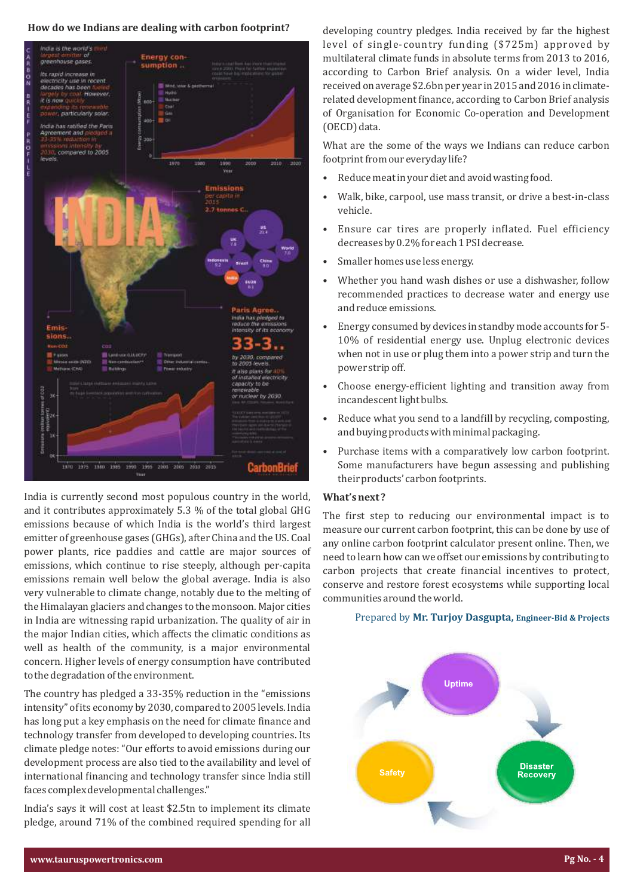**How do we Indians are dealing with carbon footprint?**

India is currently second most populous country in the world, and it contributes approximately 5.3 % of the total global GHG emissions because of which India is the world's third largest emitter of greenhouse gases (GHGs), after China and the US. Coal power plants, rice paddies and cattle are major sources of emissions, which continue to rise steeply, although per-capita emissions remain well below the global average. India is also very vulnerable to climate change, notably due to the melting of the Himalayan glaciers and changes to the monsoon. Major cities in India are witnessing rapid urbanization. The quality of air in the major Indian cities, which affects the climatic conditions as well as health of the community, is a major environmental concern. Higher levels of energy consumption have contributed to the degradation of the environment.

The country has pledged a 33-35% reduction in the "emissions intensity" of its economy by 2030, compared to 2005 levels. India has long put a key emphasis on the need for climate finance and technology transfer from developed to developing countries. Its climate pledge notes: "Our efforts to avoid emissions during our development process are also tied to the availability and level of international financing and technology transfer since India still faces complex developmental challenges."

India's says it will cost at least $2.5tn to implement its climate pledge, around 71% of the combined required spending for all developing country pledges. India received by far the highest level of single-country funding ($725m) approved by multilateral climate funds in absolute terms from 2013 to 2016, according to Carbon Brief analysis. On a wider level, India received on average $2.6bn per year in 2015 and 2016 in climate-related development finance, according to Carbon Brief analysis of Organisation for Economic Co-operation and Development (OECD) data.

What are the some of the ways we Indians can reduce carbon footprint from our everyday life?

- Reduce meat in your diet and avoid wasting food.
- Walk, bike, carpool, use mass transit, or drive a best-in-class vehicle.
- Ensure car tires are properly inflated. Fuel efficiency decreases by 0.2% for each 1 PSI decrease.
- Smaller homes use less energy.
- Whether you hand wash dishes or use a dishwasher, follow recommended practices to decrease water and energy use and reduce emissions.
- Energy consumed by devices in standby mode accounts for 5-10% of residential energy use. Unplug electronic devices when not in use or plug them into a power strip and turn the power strip off.
- Choose energy-efficient lighting and transition away from incandescent light bulbs.
- Reduce what you send to a landfill by recycling, composting, and buying products with minimal packaging.
- Purchase items with a comparatively low carbon footprint. Some manufacturers have begun assessing and publishing their products' carbon footprints.

**What's next ?**

The first step to reducing our environmental impact is to measure our current carbon footprint, this can be done by use of any online carbon footprint calculator present online. Then, we need to learn how can we offset our emissions by contributing to carbon projects that create financial incentives to protect, conserve and restore forest ecosystems while supporting local communities around the world.

Prepared by **Mr. Turjoy Dasgupta, Engineer-Bid & Projects**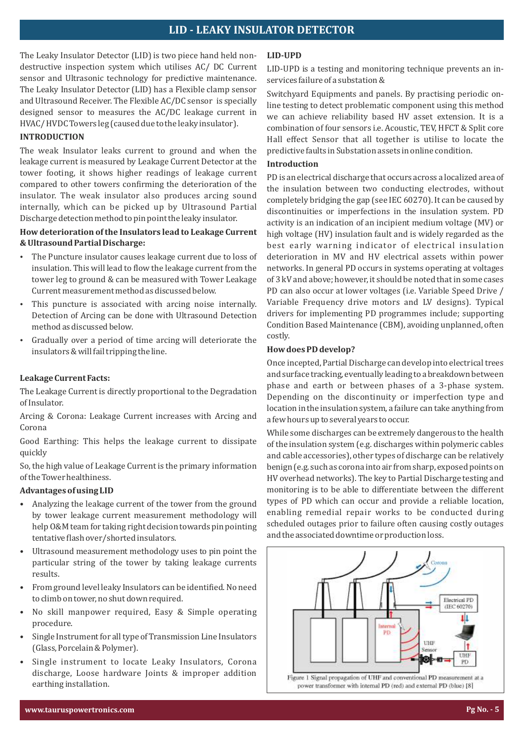# LID - LEAKY INSULATOR DETECTOR

The Leaky Insulator Detector (LID) is two piece hand held non-destructive inspection system which utilises AC/ DC Current sensor and Ultrasonic technology for predictive maintenance. The Leaky Insulator Detector (LID) has a Flexible clamp sensor and Ultrasound Receiver. The Flexible AC/DC sensor is specially designed sensor to measures the AC/DC leakage current in HVAC/ HVDC Towers leg (caused due to the leaky insulator).

## INTRODUCTION

The weak Insulator leaks current to ground and when the leakage current is measured by Leakage Current Detector at the tower footing, it shows higher readings of leakage current compared to other towers confirming the deterioration of the insulator. The weak insulator also produces arcing sound internally, which can be picked up by Ultrasound Partial Discharge detection method to pin point the leaky insulator.

### How deterioration of the Insulators lead to Leakage Current & Ultrasound Partial Discharge:

- The Puncture insulator causes leakage current due to loss of insulation. This will lead to flow the leakage current from the tower leg to ground & can be measured with Tower Leakage Current measurement method as discussed below.
- This puncture is associated with arcing noise internally. Detection of Arcing can be done with Ultrasound Detection method as discussed below.
- Gradually over a period of time arcing will deteriorate the insulators & will fail tripping the line.

### Leakage Current Facts:

The Leakage Current is directly proportional to the Degradation of Insulator.

Arcing & Corona: Leakage Current increases with Arcing and Corona

Good Earthing: This helps the leakage current to dissipate quickly

So, the high value of Leakage Current is the primary information of the Tower healthiness.

### Advantages of using LID

- Analyzing the leakage current of the tower from the ground by tower leakage current measurement methodology will help O&M team for taking right decision towards pin pointing tentative flash over/shorted insulators.
- Ultrasound measurement methodology uses to pin point the particular string of the tower by taking leakage currents results.
- From ground level leaky Insulators can be identified. No need to climb on tower, no shut down required.
- No skill manpower required, Easy & Simple operating procedure.
- Single Instrument for all type of Transmission Line Insulators (Glass, Porcelain & Polymer).
- Single instrument to locate Leaky Insulators, Corona discharge, Loose hardware Joints & improper addition earthing installation.

## LID-UPD

LID-UPD is a testing and monitoring technique prevents an in-services failure of a substation &

Switchyard Equipments and panels. By practising periodic on-line testing to detect problematic component using this method we can achieve reliability based HV asset extension. It is a combination of four sensors i.e. Acoustic, TEV, HFCT & Split core Hall effect Sensor that all together is utilise to locate the predictive faults in Substation assets in online condition.

### Introduction

PD is an electrical discharge that occurs across a localized area of the insulation between two conducting electrodes, without completely bridging the gap (see IEC 60270). It can be caused by discontinuities or imperfections in the insulation system. PD activity is an indication of an incipient medium voltage (MV) or high voltage (HV) insulation fault and is widely regarded as the best early warning indicator of electrical insulation deterioration in MV and HV electrical assets within power networks. In general PD occurs in systems operating at voltages of 3 kV and above; however, it should be noted that in some cases PD can also occur at lower voltages (i.e. Variable Speed Drive / Variable Frequency drive motors and LV designs). Typical drivers for implementing PD programmes include; supporting Condition Based Maintenance (CBM), avoiding unplanned, often costly.

### How does PD develop?

Once incepted, Partial Discharge can develop into electrical trees and surface tracking, eventually leading to a breakdown between phase and earth or between phases of a 3-phase system. Depending on the discontinuity or imperfection type and location in the insulation system, a failure can take anything from a few hours up to several years to occur.

While some discharges can be extremely dangerous to the health of the insulation system (e.g. discharges within polymeric cables and cable accessories), other types of discharge can be relatively benign (e.g. such as corona into air from sharp, exposed points on HV overhead networks). The key to Partial Discharge testing and monitoring is to be able to differentiate between the different types of PD which can occur and provide a reliable location, enabling remedial repair works to be conducted during scheduled outages prior to failure often causing costly outages and the associated downtime or production loss.

Figure 1 Signal propagation of UHF and conventional PD measurement at a power transformer with internal PD (red) and external PD (blue) [8]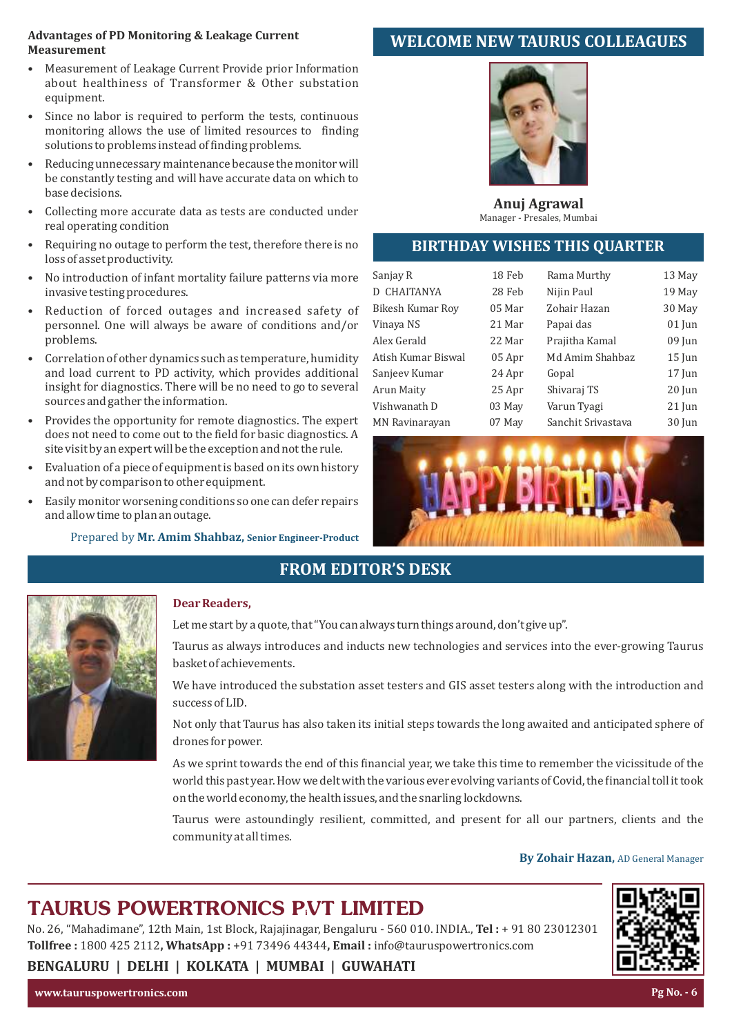### Advantages of PD Monitoring & Leakage Current Measurement

- Measurement of Leakage Current Provide prior Information about healthiness of Transformer & Other substation equipment.
- Since no labor is required to perform the tests, continuous monitoring allows the use of limited resources to finding solutions to problems instead of finding problems.
- Reducing unnecessary maintenance because the monitor will be constantly testing and will have accurate data on which to base decisions.
- Collecting more accurate data as tests are conducted under real operating condition
- Requiring no outage to perform the test, therefore there is no loss of asset productivity.
- No introduction of infant mortality failure patterns via more invasive testing procedures.
- Reduction of forced outages and increased safety of personnel. One will always be aware of conditions and/or problems.
- Correlation of other dynamics such as temperature, humidity and load current to PD activity, which provides additional insight for diagnostics. There will be no need to go to several sources and gather the information.
- Provides the opportunity for remote diagnostics. The expert does not need to come out to the field for basic diagnostics. A site visit by an expert will be the exception and not the rule.
- Evaluation of a piece of equipment is based on its own history and not by comparison to other equipment.
- Easily monitor worsening conditions so one can defer repairs and allow time to plan an outage.

Prepared by **Mr. Amim Shahbaz, Senior Engineer-Product**

## WELCOME NEW TAURUS COLLEAGUES

**Anuj Agrawal**
Manager - Presales, Mumbai

## BIRTHDAY WISHES THIS QUARTER

| | | | |
|---|---|---|---|
| Sanjay R | 18 Feb | Rama Murthy | 13 May |
| D CHAITANYA | 28 Feb | Nijin Paul | 19 May |
| Bikesh Kumar Roy | 05 Mar | Zohair Hazan | 30 May |
| Vinaya NS | 21 Mar | Papai das | 01 Jun |
| Alex Gerald | 22 Mar | Prajitha Kamal | 09 Jun |
| Atish Kumar Biswal | 05 Apr | Md Amim Shahbaz | 15 Jun |
| Sanjeev Kumar | 24 Apr | Gopal | 17 Jun |
| Arun Maity | 25 Apr | Shivaraj TS | 20 Jun |
| Vishwanath D | 03 May | Varun Tyagi | 21 Jun |
| MN Ravinarayan | 07 May | Sanchit Srivastava | 30 Jun |

## FROM EDITOR'S DESK

**Dear Readers,**

Let me start by a quote, that "You can always turn things around, don't give up".

Taurus as always introduces and inducts new technologies and services into the ever-growing Taurus basket of achievements.

We have introduced the substation asset testers and GIS asset testers along with the introduction and success of LID.

Not only that Taurus has also taken its initial steps towards the long awaited and anticipated sphere of drones for power.

As we sprint towards the end of this financial year, we take this time to remember the vicissitude of the world this past year. How we delt with the various ever evolving variants of Covid, the financial toll it took on the world economy, the health issues, and the snarling lockdowns.

Taurus were astoundingly resilient, committed, and present for all our partners, clients and the community at all times.

**By Zohair Hazan,** AD General Manager

## TAURUS POWERTRONICS PVT LIMITED

No. 26, "Mahadimane", 12th Main, 1st Block, Rajajinagar, Bengaluru - 560 010. INDIA., **Tel :** + 91 80 23012301
**Tollfree :** 1800 425 2112**, WhatsApp :** +91 73496 44344**, Email :** info@tauruspowertronics.com

**BENGALURU | DELHI | KOLKATA | MUMBAI | GUWAHATI**

www.tauruspowertronics.com